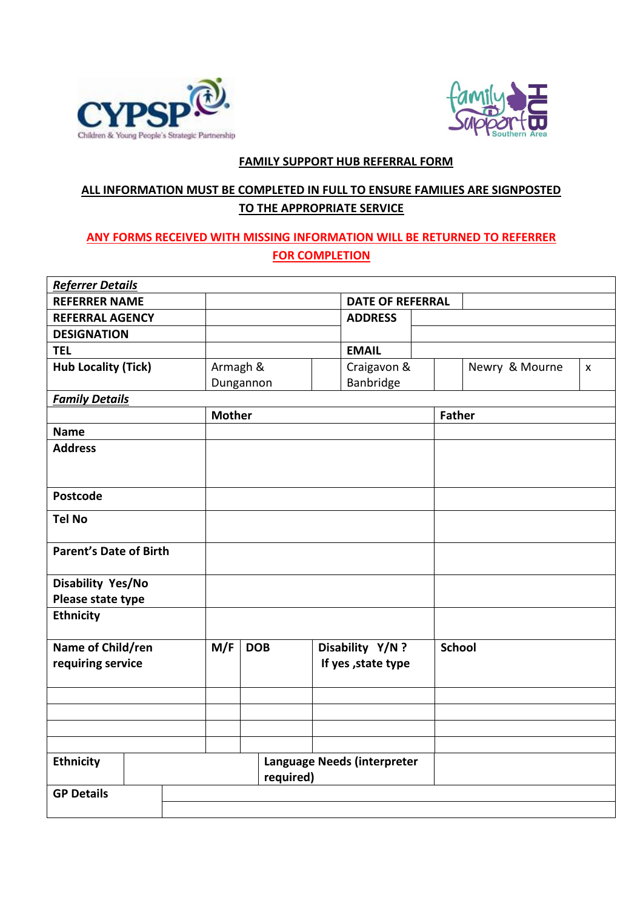**FAMILY SUPPORT HUB REFERRAL FORM**

**ALL INFORMATION MUST BE COMPLETED IN FULL TO ENSURE FAMILIES ARE SIGNPOSTED TO THE APPROPRIATE SERVICE**

**ANY FORMS RECEIVED WITH MISSING INFORMATION WILL BE RETURNED TO REFERRER FOR COMPLETION**

| ***Referrer Details*** | | | | | |
|---|---|---|---|---|---|
| **REFERRER NAME** | | **DATE OF REFERRAL** | | | |
| **REFERRAL AGENCY** | | **ADDRESS** | | | |
| **DESIGNATION** | | | | | |
| **TEL** | | **EMAIL** | | | |
| **Hub Locality (Tick)** | Armagh & Dungannon | | Craigavon & Banbridge | Newry & Mourne | x |

| ***Family Details*** | | | | |
|---|---|---|---|---|
| | **Mother** | | | **Father** |
| **Name** | | | | |
| **Address** | | | | |
| **Postcode** | | | | |
| **Tel No** | | | | |
| **Parent's Date of Birth** | | | | |
| **Disability Yes/No Please state type** | | | | |
| **Ethnicity** | | | | |
| **Name of Child/ren requiring service** | **M/F** | **DOB** | **Disability Y/N ? If yes ,state type** | **School** |
| | | | | |
| | | | | |
| | | | | |
| | | | | |
| **Ethnicity** | | | **Language Needs (interpreter required)** | |
| **GP Details** | | | | |
| | | | | |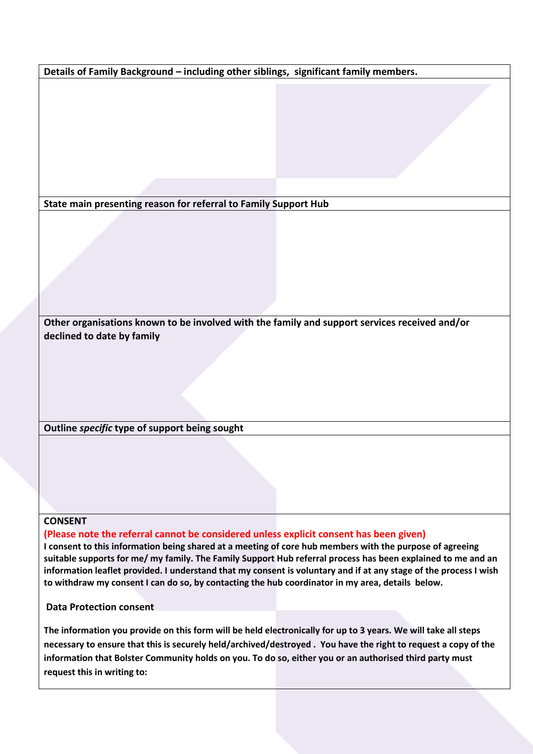**Details of Family Background – including other siblings, significant family members.**

**State main presenting reason for referral to Family Support Hub**

**Other organisations known to be involved with the family and support services received and/or declined to date by family**

**Outline *specific* type of support being sought**

**CONSENT**

**(Please note the referral cannot be considered unless explicit consent has been given)**

**I consent to this information being shared at a meeting of core hub members with the purpose of agreeing suitable supports for me/ my family. The Family Support Hub referral process has been explained to me and an information leaflet provided. I understand that my consent is voluntary and if at any stage of the process I wish to withdraw my consent I can do so, by contacting the hub coordinator in my area, details below.**

**Data Protection consent**

**The information you provide on this form will be held electronically for up to 3 years. We will take all steps necessary to ensure that this is securely held/archived/destroyed . You have the right to request a copy of the information that Bolster Community holds on you. To do so, either you or an authorised third party must request this in writing to:**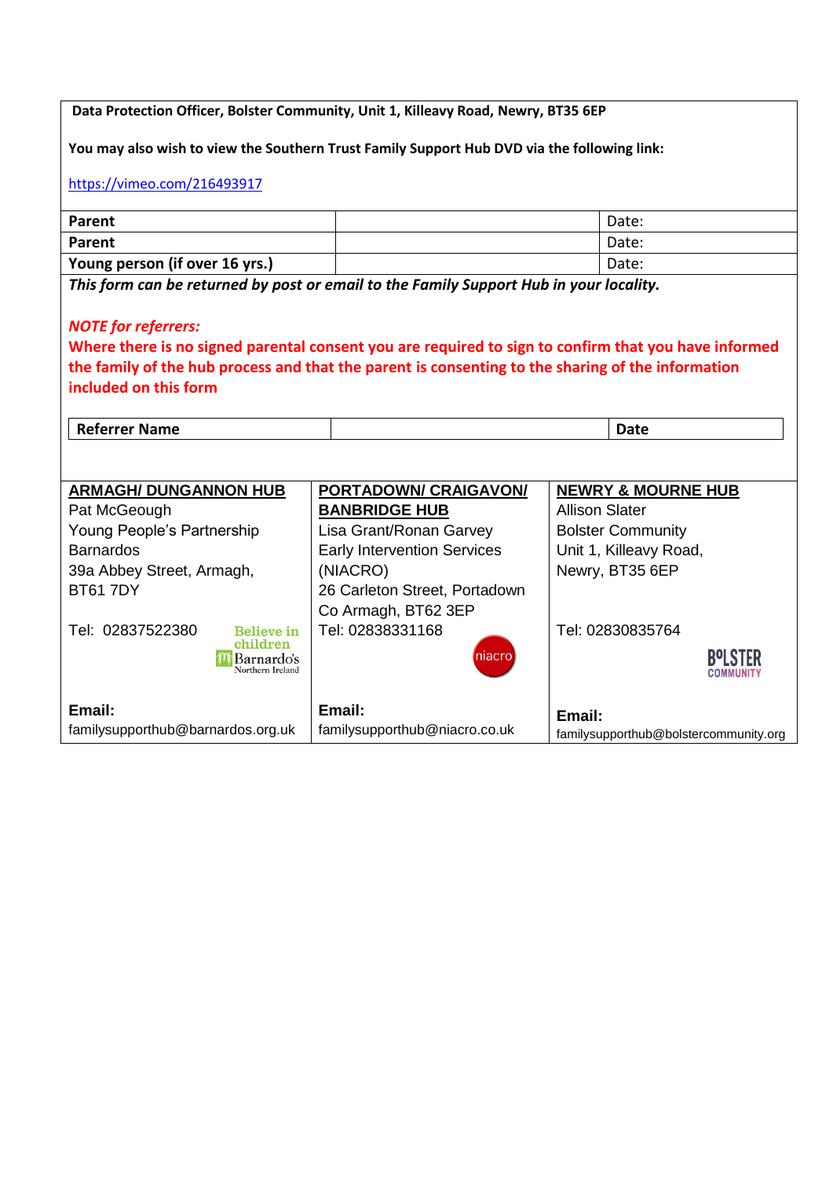**Data Protection Officer, Bolster Community, Unit 1, Killeavy Road, Newry, BT35 6EP**

**You may also wish to view the Southern Trust Family Support Hub DVD via the following link:**

https://vimeo.com/216493917

| | | |
|---|---|---|
| **Parent** | | Date: |
| **Parent** | | Date: |
| **Young person (if over 16 yrs.)** | | Date: |

***This form can be returned by post or email to the Family Support Hub in your locality.***

***NOTE for referrers:***

**Where there is no signed parental consent you are required to sign to confirm that you have informed the family of the hub process and that the parent is consenting to the sharing of the information included on this form**

| | | |
|---|---|---|
| **Referrer Name** | | **Date** |

| | | |
|---|---|---|
| **ARMAGH/ DUNGANNON HUB** | **PORTADOWN/ CRAIGAVON/ BANBRIDGE HUB** | **NEWRY & MOURNE HUB** |
| Pat McGeough<br>Young People's Partnership<br>Barnardos<br>39a Abbey Street, Armagh, BT61 7DY | Lisa Grant/Ronan Garvey<br>Early Intervention Services (NIACRO)<br>26 Carleton Street, Portadown<br>Co Armagh, BT62 3EP | Allison Slater<br>Bolster Community<br>Unit 1, Killeavy Road,<br>Newry, BT35 6EP |
| Tel: 02837522380<br>Believe in children Barnardo's Northern Ireland | Tel: 02838331168<br>niacro | Tel: 02830835764<br>BOLSTER COMMUNITY |
| **Email:**<br>familysupporthub@barnardos.org.uk | **Email:**<br>familysupporthub@niacro.co.uk | **Email:**<br>familysupporthub@bolstercommunity.org |